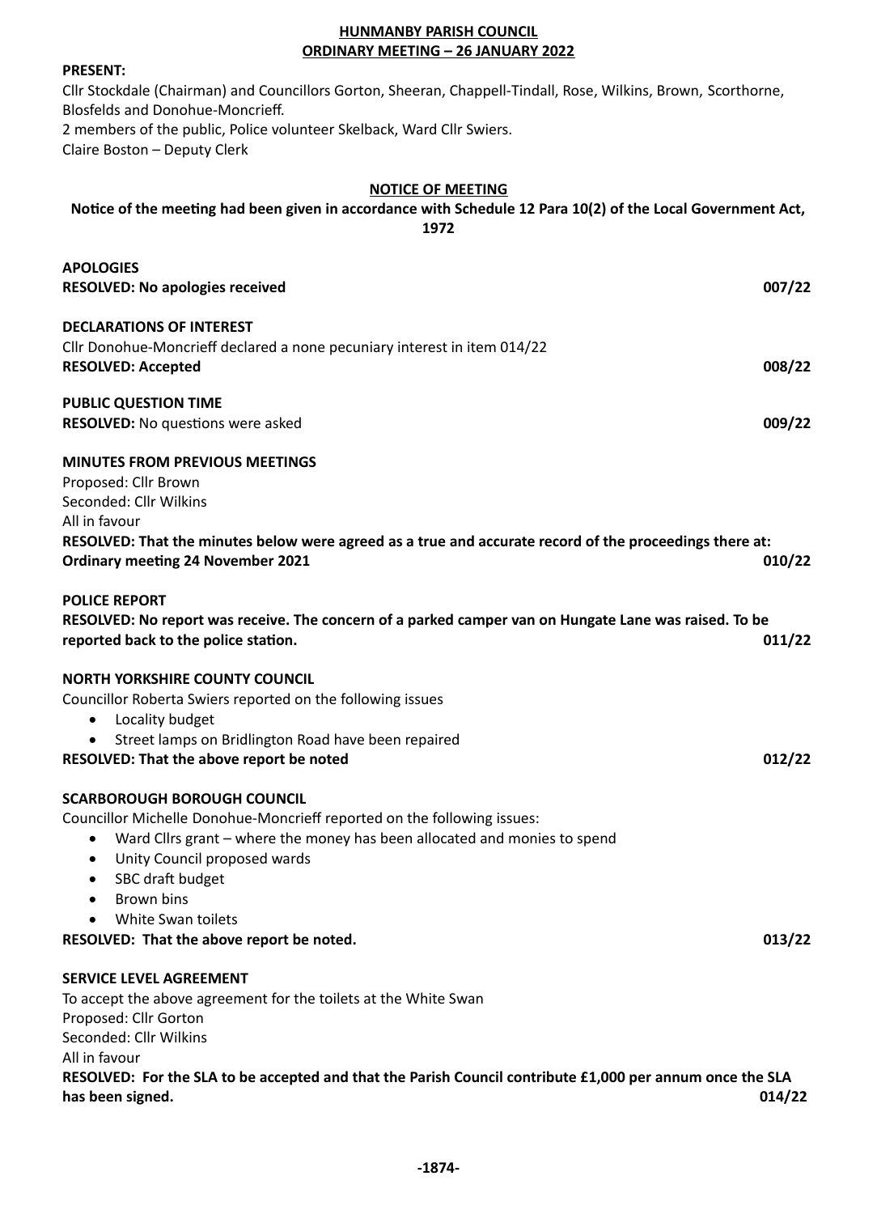# HUNMANBY PARISH COUNCIL
## ORDINARY MEETING – 26 JANUARY 2022

**PRESENT:**
Cllr Stockdale (Chairman) and Councillors Gorton, Sheeran, Chappell-Tindall, Rose, Wilkins, Brown, Scorthorne, Blosfelds and Donohue-Moncrieff.
2 members of the public, Police volunteer Skelback, Ward Cllr Swiers.
Claire Boston – Deputy Clerk

**NOTICE OF MEETING**

**Notice of the meeting had been given in accordance with Schedule 12 Para 10(2) of the Local Government Act, 1972**

**APOLOGIES**
**RESOLVED: No apologies received** **007/22**

**DECLARATIONS OF INTEREST**
Cllr Donohue-Moncrieff declared a none pecuniary interest in item 014/22
**RESOLVED: Accepted** **008/22**

**PUBLIC QUESTION TIME**
**RESOLVED:** No questions were asked **009/22**

**MINUTES FROM PREVIOUS MEETINGS**
Proposed: Cllr Brown
Seconded: Cllr Wilkins
All in favour
**RESOLVED: That the minutes below were agreed as a true and accurate record of the proceedings there at:**
**Ordinary meeting 24 November 2021** **010/22**

**POLICE REPORT**
**RESOLVED: No report was receive. The concern of a parked camper van on Hungate Lane was raised. To be reported back to the police station.** **011/22**

**NORTH YORKSHIRE COUNTY COUNCIL**
Councillor Roberta Swiers reported on the following issues
- Locality budget
- Street lamps on Bridlington Road have been repaired

**RESOLVED: That the above report be noted** **012/22**

**SCARBOROUGH BOROUGH COUNCIL**
Councillor Michelle Donohue-Moncrieff reported on the following issues:
- Ward Cllrs grant – where the money has been allocated and monies to spend
- Unity Council proposed wards
- SBC draft budget
- Brown bins
- White Swan toilets

**RESOLVED: That the above report be noted.** **013/22**

**SERVICE LEVEL AGREEMENT**
To accept the above agreement for the toilets at the White Swan
Proposed: Cllr Gorton
Seconded: Cllr Wilkins
All in favour
**RESOLVED: For the SLA to be accepted and that the Parish Council contribute £1,000 per annum once the SLA has been signed.** **014/22**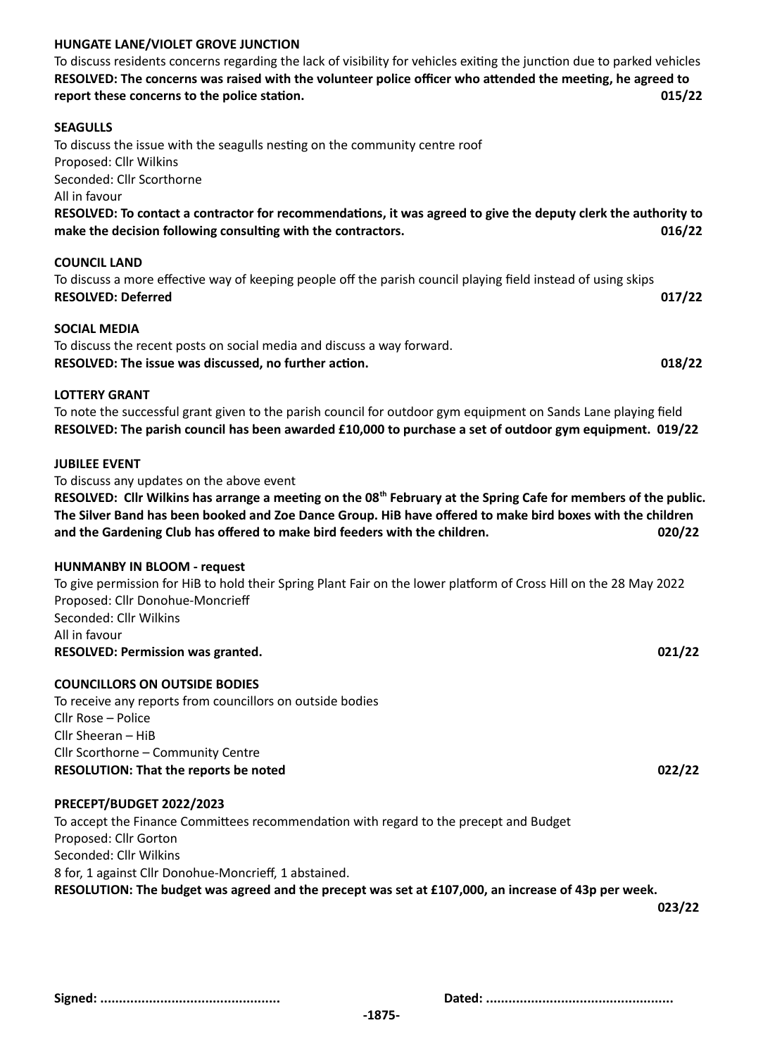**HUNGATE LANE/VIOLET GROVE JUNCTION**

To discuss residents concerns regarding the lack of visibility for vehicles exiting the junction due to parked vehicles

**RESOLVED: The concerns was raised with the volunteer police officer who attended the meeting, he agreed to report these concerns to the police station. 015/22**

**SEAGULLS**

To discuss the issue with the seagulls nesting on the community centre roof
Proposed: Cllr Wilkins
Seconded: Cllr Scorthorne
All in favour

**RESOLVED: To contact a contractor for recommendations, it was agreed to give the deputy clerk the authority to make the decision following consulting with the contractors. 016/22**

**COUNCIL LAND**

To discuss a more effective way of keeping people off the parish council playing field instead of using skips

**RESOLVED: Deferred 017/22**

**SOCIAL MEDIA**

To discuss the recent posts on social media and discuss a way forward.

**RESOLVED: The issue was discussed, no further action. 018/22**

**LOTTERY GRANT**

To note the successful grant given to the parish council for outdoor gym equipment on Sands Lane playing field

**RESOLVED: The parish council has been awarded £10,000 to purchase a set of outdoor gym equipment. 019/22**

**JUBILEE EVENT**

To discuss any updates on the above event

**RESOLVED: Cllr Wilkins has arrange a meeting on the 08th February at the Spring Cafe for members of the public. The Silver Band has been booked and Zoe Dance Group. HiB have offered to make bird boxes with the children and the Gardening Club has offered to make bird feeders with the children. 020/22**

**HUNMANBY IN BLOOM - request**

To give permission for HiB to hold their Spring Plant Fair on the lower platform of Cross Hill on the 28 May 2022
Proposed: Cllr Donohue-Moncrieff
Seconded: Cllr Wilkins
All in favour

**RESOLVED: Permission was granted. 021/22**

**COUNCILLORS ON OUTSIDE BODIES**

To receive any reports from councillors on outside bodies
Cllr Rose – Police
Cllr Sheeran – HiB
Cllr Scorthorne – Community Centre

**RESOLUTION: That the reports be noted 022/22**

**PRECEPT/BUDGET 2022/2023**

To accept the Finance Committees recommendation with regard to the precept and Budget
Proposed: Cllr Gorton
Seconded: Cllr Wilkins
8 for, 1 against Cllr Donohue-Moncrieff, 1 abstained.

**RESOLUTION: The budget was agreed and the precept was set at £107,000, an increase of 43p per week. 023/22**

**Signed: ...............................................** **Dated: ................................................**